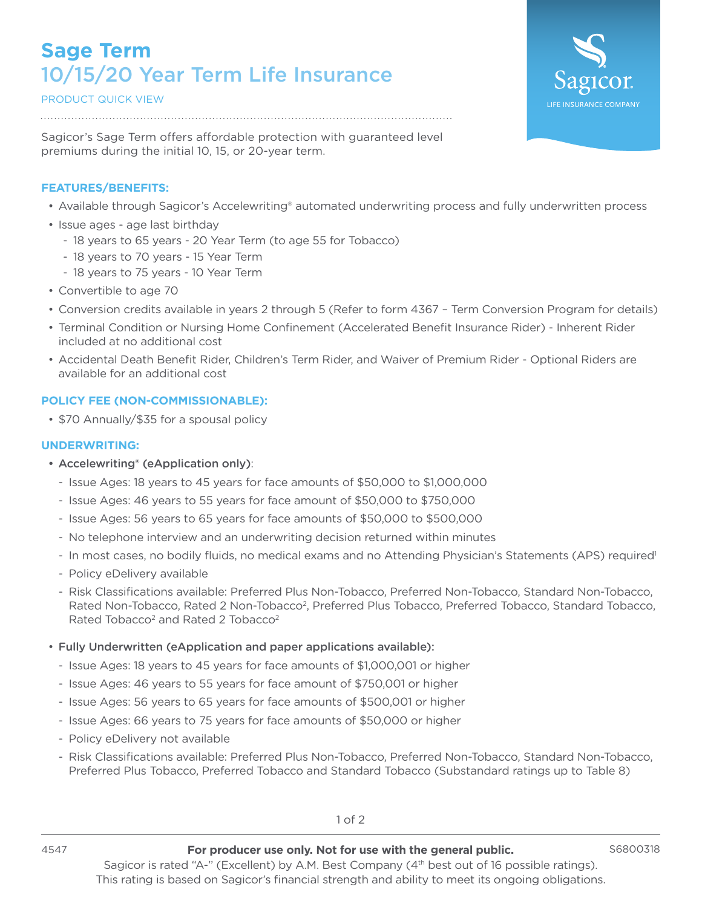# Sage Term
## 10/15/20 Year Term Life Insurance

PRODUCT QUICK VIEW

Sagicor.
LIFE INSURANCE COMPANY

Sagicor's Sage Term offers affordable protection with guaranteed level premiums during the initial 10, 15, or 20-year term.

### FEATURES/BENEFITS:

- Available through Sagicor's Accelewriting® automated underwriting process and fully underwritten process
- Issue ages - age last birthday
  - 18 years to 65 years - 20 Year Term (to age 55 for Tobacco)
  - 18 years to 70 years - 15 Year Term
  - 18 years to 75 years - 10 Year Term
- Convertible to age 70
- Conversion credits available in years 2 through 5 (Refer to form 4367 – Term Conversion Program for details)
- Terminal Condition or Nursing Home Confinement (Accelerated Benefit Insurance Rider) - Inherent Rider included at no additional cost
- Accidental Death Benefit Rider, Children's Term Rider, and Waiver of Premium Rider - Optional Riders are available for an additional cost

### POLICY FEE (NON-COMMISSIONABLE):

- $70 Annually/$35 for a spousal policy

### UNDERWRITING:

- **Accelewriting® (eApplication only)**:
  - Issue Ages: 18 years to 45 years for face amounts of $50,000 to $1,000,000
  - Issue Ages: 46 years to 55 years for face amount of $50,000 to $750,000
  - Issue Ages: 56 years to 65 years for face amounts of $50,000 to $500,000
  - No telephone interview and an underwriting decision returned within minutes
  - In most cases, no bodily fluids, no medical exams and no Attending Physician's Statements (APS) required[1]
  - Policy eDelivery available
  - Risk Classifications available: Preferred Plus Non-Tobacco, Preferred Non-Tobacco, Standard Non-Tobacco, Rated Non-Tobacco, Rated 2 Non-Tobacco[2], Preferred Plus Tobacco, Preferred Tobacco, Standard Tobacco, Rated Tobacco[2] and Rated 2 Tobacco[2]

- **Fully Underwritten (eApplication and paper applications available):**
  - Issue Ages: 18 years to 45 years for face amounts of $1,000,001 or higher
  - Issue Ages: 46 years to 55 years for face amount of $750,001 or higher
  - Issue Ages: 56 years to 65 years for face amounts of $500,001 or higher
  - Issue Ages: 66 years to 75 years for face amounts of $50,000 or higher
  - Policy eDelivery not available
  - Risk Classifications available: Preferred Plus Non-Tobacco, Preferred Non-Tobacco, Standard Non-Tobacco, Preferred Plus Tobacco, Preferred Tobacco and Standard Tobacco (Substandard ratings up to Table 8)

4547 **For producer use only. Not for use with the general public.** S6800318

Sagicor is rated "A-" (Excellent) by A.M. Best Company (4th best out of 16 possible ratings). This rating is based on Sagicor's financial strength and ability to meet its ongoing obligations.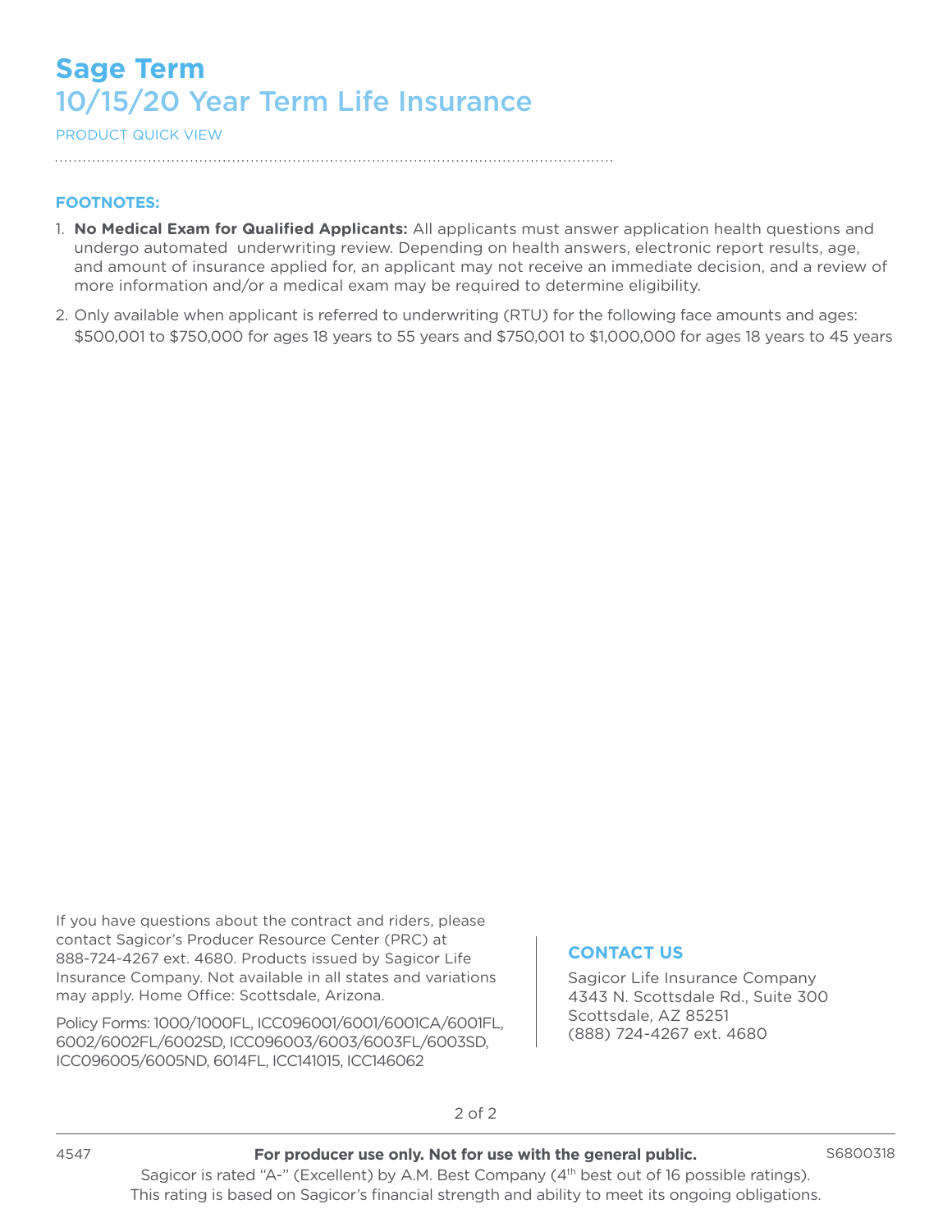# Sage Term
## 10/15/20 Year Term Life Insurance

PRODUCT QUICK VIEW

### FOOTNOTES:

1. **No Medical Exam for Qualified Applicants:** All applicants must answer application health questions and undergo automated underwriting review. Depending on health answers, electronic report results, age, and amount of insurance applied for, an applicant may not receive an immediate decision, and a review of more information and/or a medical exam may be required to determine eligibility.
2. Only available when applicant is referred to underwriting (RTU) for the following face amounts and ages: $500,001 to $750,000 for ages 18 years to 55 years and $750,001 to $1,000,000 for ages 18 years to 45 years

If you have questions about the contract and riders, please contact Sagicor's Producer Resource Center (PRC) at 888-724-4267 ext. 4680. Products issued by Sagicor Life Insurance Company. Not available in all states and variations may apply. Home Office: Scottsdale, Arizona.

Policy Forms: 1000/1000FL, ICC096001/6001/6001CA/6001FL, 6002/6002FL/6002SD, ICC096003/6003/6003FL/6003SD, ICC096005/6005ND, 6014FL, ICC141015, ICC146062

### CONTACT US

Sagicor Life Insurance Company
4343 N. Scottsdale Rd., Suite 300
Scottsdale, AZ 85251
(888) 724-4267 ext. 4680

4547 **For producer use only. Not for use with the general public.** S6800318

Sagicor is rated "A-" (Excellent) by A.M. Best Company (4th best out of 16 possible ratings). This rating is based on Sagicor's financial strength and ability to meet its ongoing obligations.